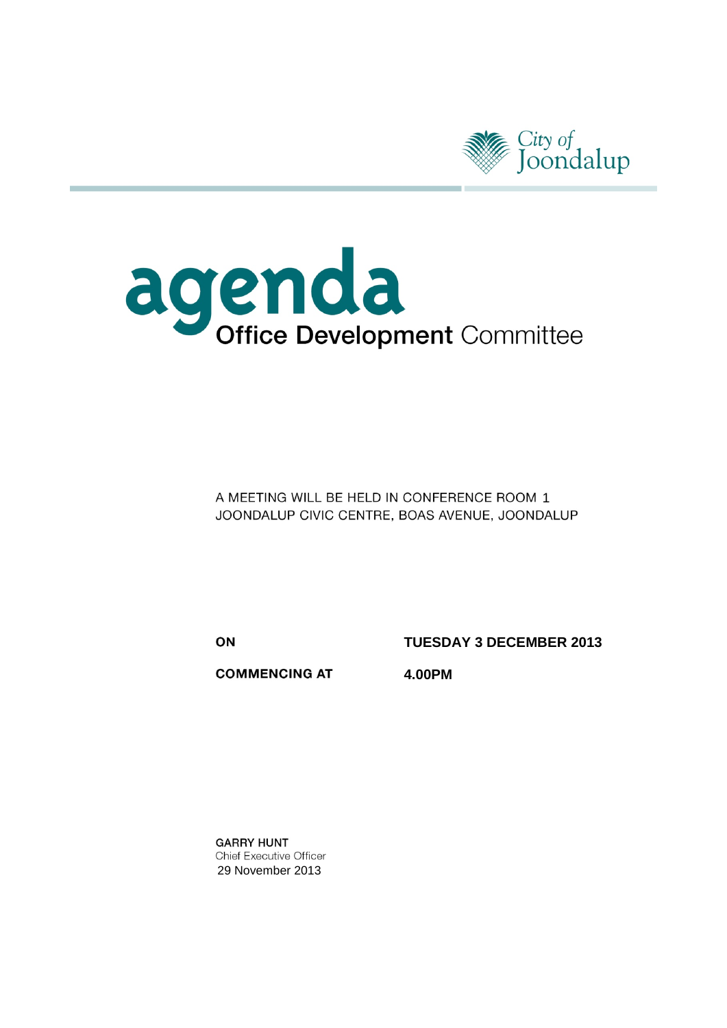City of Joondalup

# agenda

## Office Development Committee

A MEETING WILL BE HELD IN CONFERENCE ROOM 1
JOONDALUP CIVIC CENTRE, BOAS AVENUE, JOONDALUP

| | |
|---|---|
| **ON** | **TUESDAY 3 DECEMBER 2013** |
| **COMMENCING AT** | **4.00PM** |

**GARRY HUNT**
Chief Executive Officer
29 November 2013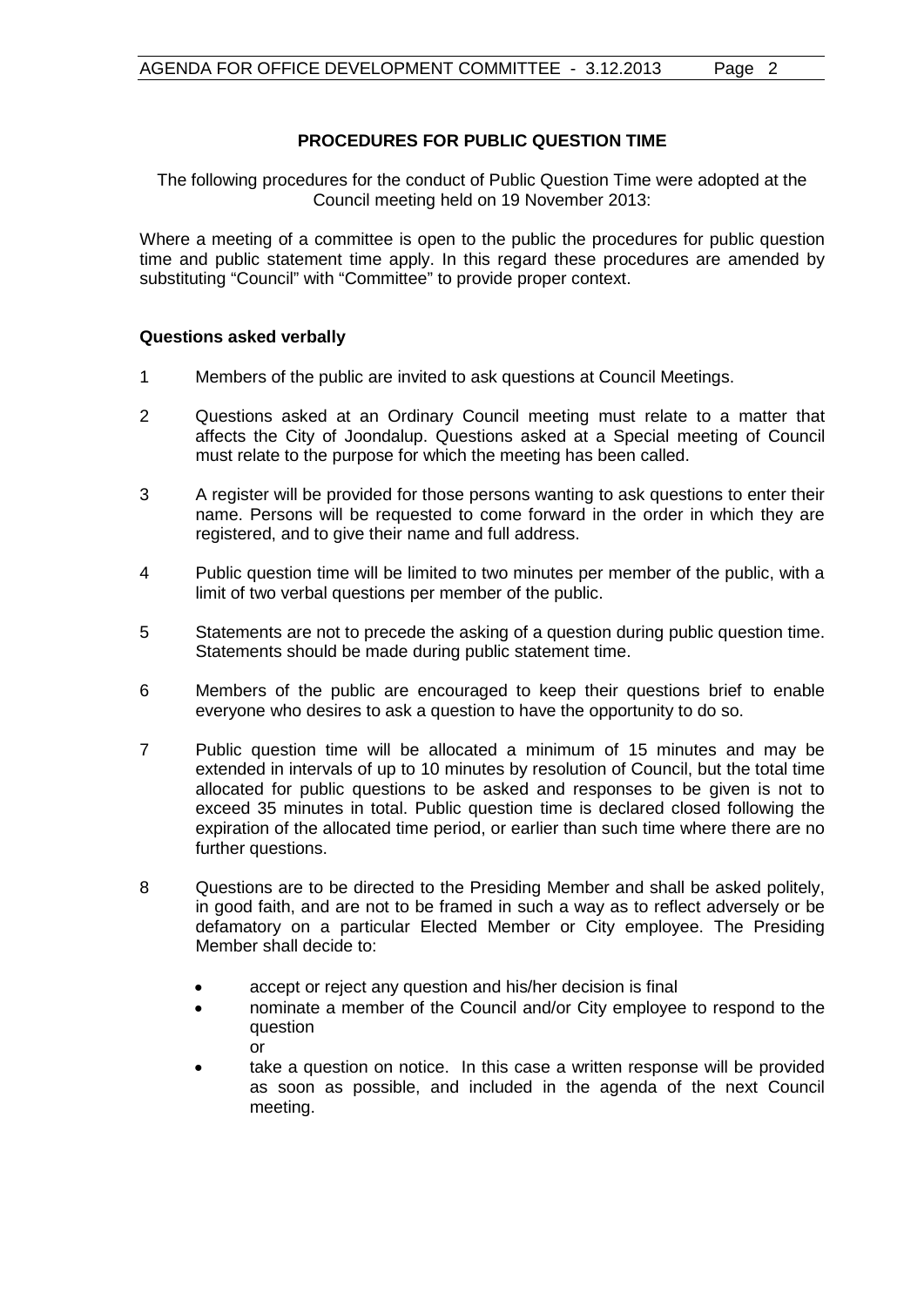## PROCEDURES FOR PUBLIC QUESTION TIME

The following procedures for the conduct of Public Question Time were adopted at the Council meeting held on 19 November 2013:

Where a meeting of a committee is open to the public the procedures for public question time and public statement time apply. In this regard these procedures are amended by substituting "Council" with "Committee" to provide proper context.

### Questions asked verbally

1. Members of the public are invited to ask questions at Council Meetings.

2. Questions asked at an Ordinary Council meeting must relate to a matter that affects the City of Joondalup. Questions asked at a Special meeting of Council must relate to the purpose for which the meeting has been called.

3. A register will be provided for those persons wanting to ask questions to enter their name. Persons will be requested to come forward in the order in which they are registered, and to give their name and full address.

4. Public question time will be limited to two minutes per member of the public, with a limit of two verbal questions per member of the public.

5. Statements are not to precede the asking of a question during public question time. Statements should be made during public statement time.

6. Members of the public are encouraged to keep their questions brief to enable everyone who desires to ask a question to have the opportunity to do so.

7. Public question time will be allocated a minimum of 15 minutes and may be extended in intervals of up to 10 minutes by resolution of Council, but the total time allocated for public questions to be asked and responses to be given is not to exceed 35 minutes in total. Public question time is declared closed following the expiration of the allocated time period, or earlier than such time where there are no further questions.

8. Questions are to be directed to the Presiding Member and shall be asked politely, in good faith, and are not to be framed in such a way as to reflect adversely or be defamatory on a particular Elected Member or City employee. The Presiding Member shall decide to:

   - accept or reject any question and his/her decision is final
   - nominate a member of the Council and/or City employee to respond to the question
     or
   - take a question on notice. In this case a written response will be provided as soon as possible, and included in the agenda of the next Council meeting.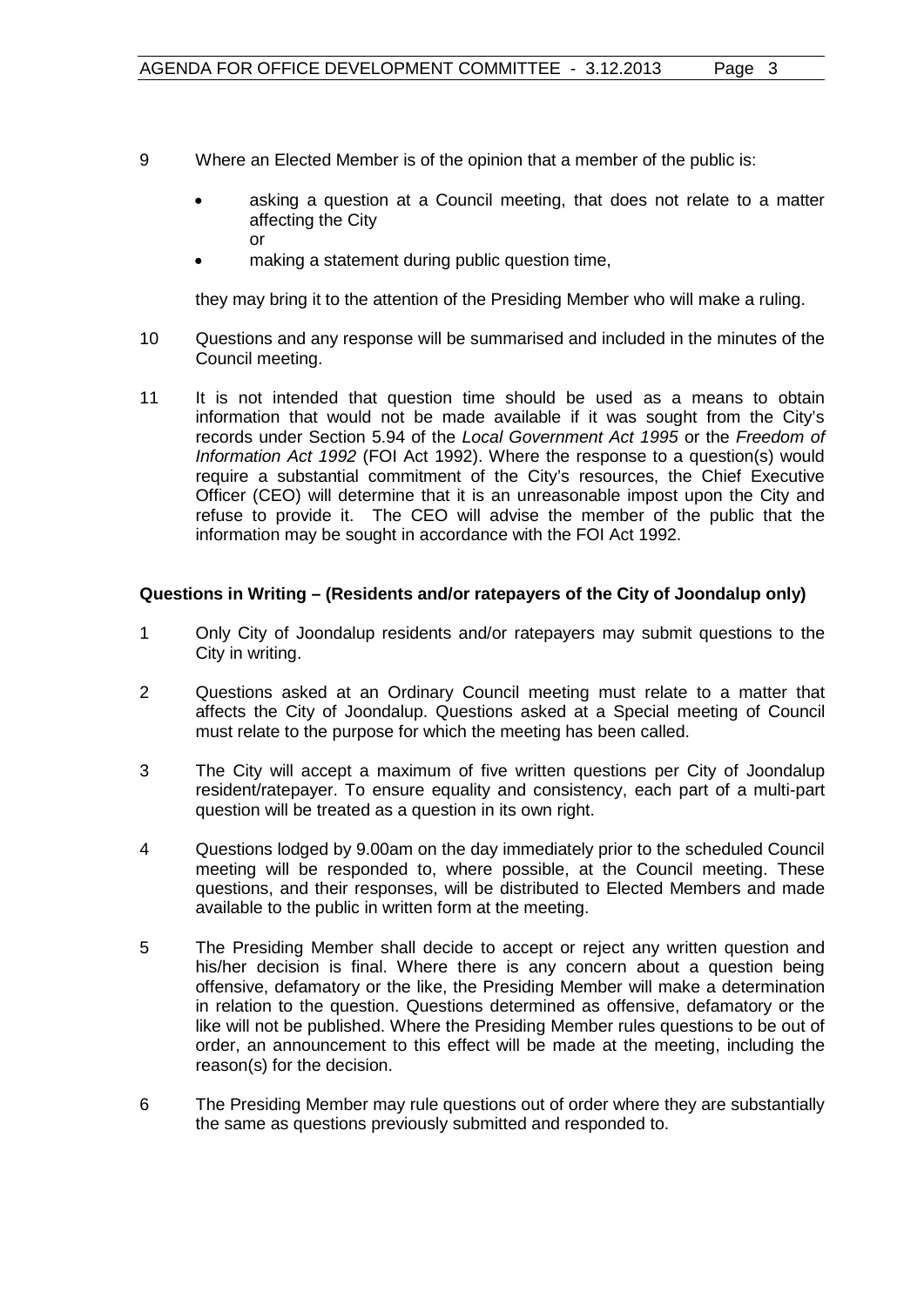9 Where an Elected Member is of the opinion that a member of the public is:

- asking a question at a Council meeting, that does not relate to a matter affecting the City
  or
- making a statement during public question time,

they may bring it to the attention of the Presiding Member who will make a ruling.

10 Questions and any response will be summarised and included in the minutes of the Council meeting.

11 It is not intended that question time should be used as a means to obtain information that would not be made available if it was sought from the City's records under Section 5.94 of the *Local Government Act 1995* or the *Freedom of Information Act 1992* (FOI Act 1992). Where the response to a question(s) would require a substantial commitment of the City's resources, the Chief Executive Officer (CEO) will determine that it is an unreasonable impost upon the City and refuse to provide it. The CEO will advise the member of the public that the information may be sought in accordance with the FOI Act 1992.

**Questions in Writing – (Residents and/or ratepayers of the City of Joondalup only)**

1 Only City of Joondalup residents and/or ratepayers may submit questions to the City in writing.

2 Questions asked at an Ordinary Council meeting must relate to a matter that affects the City of Joondalup. Questions asked at a Special meeting of Council must relate to the purpose for which the meeting has been called.

3 The City will accept a maximum of five written questions per City of Joondalup resident/ratepayer. To ensure equality and consistency, each part of a multi-part question will be treated as a question in its own right.

4 Questions lodged by 9.00am on the day immediately prior to the scheduled Council meeting will be responded to, where possible, at the Council meeting. These questions, and their responses, will be distributed to Elected Members and made available to the public in written form at the meeting.

5 The Presiding Member shall decide to accept or reject any written question and his/her decision is final. Where there is any concern about a question being offensive, defamatory or the like, the Presiding Member will make a determination in relation to the question. Questions determined as offensive, defamatory or the like will not be published. Where the Presiding Member rules questions to be out of order, an announcement to this effect will be made at the meeting, including the reason(s) for the decision.

6 The Presiding Member may rule questions out of order where they are substantially the same as questions previously submitted and responded to.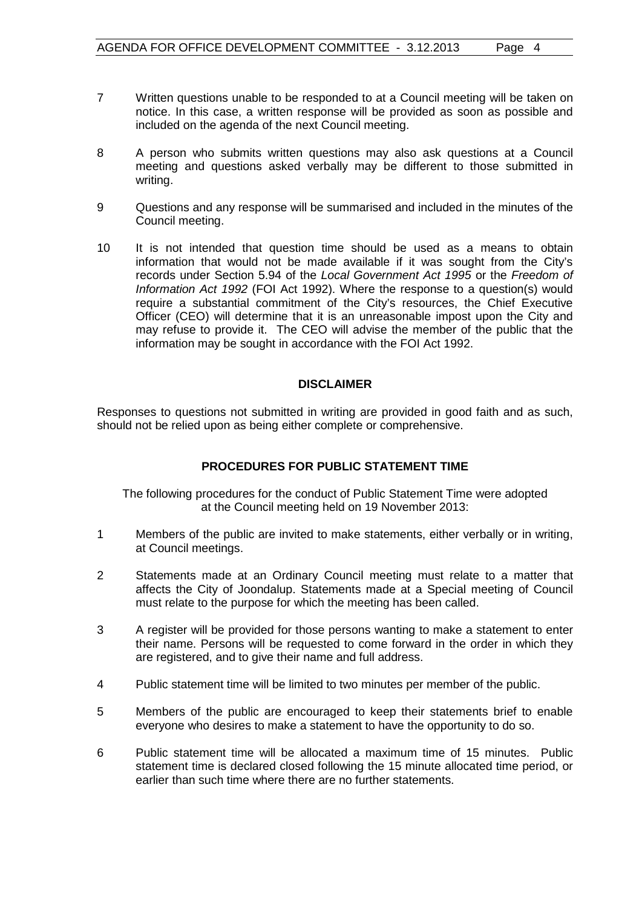7 Written questions unable to be responded to at a Council meeting will be taken on notice. In this case, a written response will be provided as soon as possible and included on the agenda of the next Council meeting.

8 A person who submits written questions may also ask questions at a Council meeting and questions asked verbally may be different to those submitted in writing.

9 Questions and any response will be summarised and included in the minutes of the Council meeting.

10 It is not intended that question time should be used as a means to obtain information that would not be made available if it was sought from the City's records under Section 5.94 of the *Local Government Act 1995* or the *Freedom of Information Act 1992* (FOI Act 1992). Where the response to a question(s) would require a substantial commitment of the City's resources, the Chief Executive Officer (CEO) will determine that it is an unreasonable impost upon the City and may refuse to provide it. The CEO will advise the member of the public that the information may be sought in accordance with the FOI Act 1992.

## DISCLAIMER

Responses to questions not submitted in writing are provided in good faith and as such, should not be relied upon as being either complete or comprehensive.

## PROCEDURES FOR PUBLIC STATEMENT TIME

The following procedures for the conduct of Public Statement Time were adopted at the Council meeting held on 19 November 2013:

1 Members of the public are invited to make statements, either verbally or in writing, at Council meetings.

2 Statements made at an Ordinary Council meeting must relate to a matter that affects the City of Joondalup. Statements made at a Special meeting of Council must relate to the purpose for which the meeting has been called.

3 A register will be provided for those persons wanting to make a statement to enter their name. Persons will be requested to come forward in the order in which they are registered, and to give their name and full address.

4 Public statement time will be limited to two minutes per member of the public.

5 Members of the public are encouraged to keep their statements brief to enable everyone who desires to make a statement to have the opportunity to do so.

6 Public statement time will be allocated a maximum time of 15 minutes. Public statement time is declared closed following the 15 minute allocated time period, or earlier than such time where there are no further statements.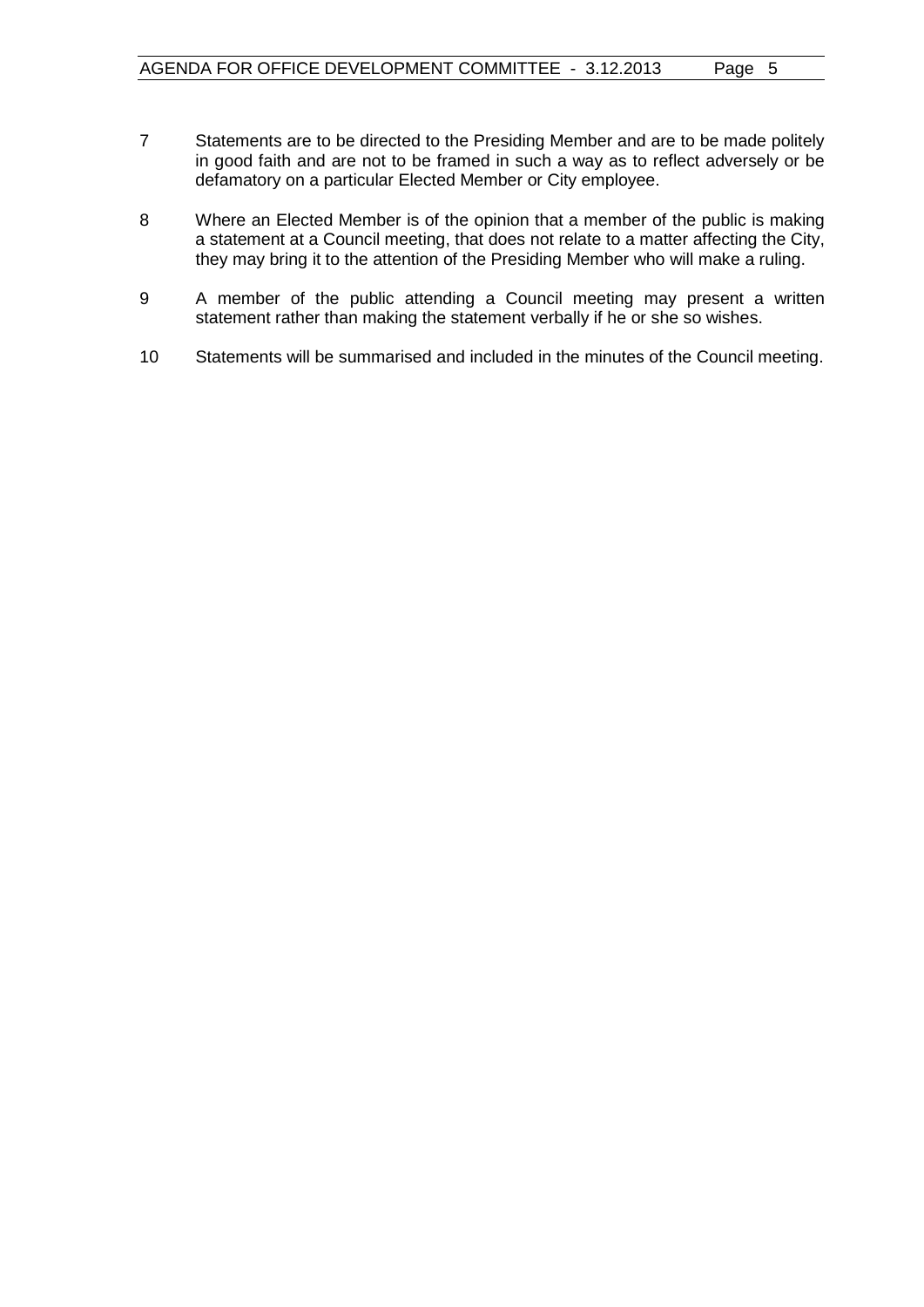7 Statements are to be directed to the Presiding Member and are to be made politely in good faith and are not to be framed in such a way as to reflect adversely or be defamatory on a particular Elected Member or City employee.

8 Where an Elected Member is of the opinion that a member of the public is making a statement at a Council meeting, that does not relate to a matter affecting the City, they may bring it to the attention of the Presiding Member who will make a ruling.

9 A member of the public attending a Council meeting may present a written statement rather than making the statement verbally if he or she so wishes.

10 Statements will be summarised and included in the minutes of the Council meeting.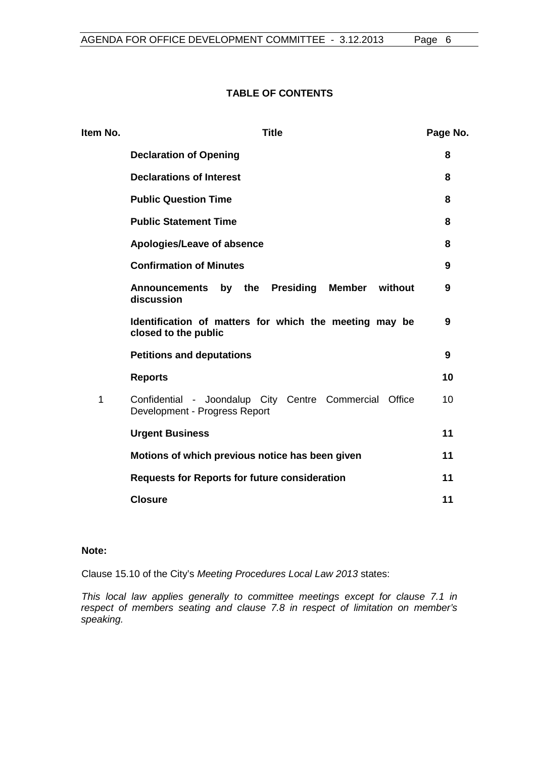## TABLE OF CONTENTS

| Item No. | Title | Page No. |
|---|---|---|
| | **Declaration of Opening** | **8** |
| | **Declarations of Interest** | **8** |
| | **Public Question Time** | **8** |
| | **Public Statement Time** | **8** |
| | **Apologies/Leave of absence** | **8** |
| | **Confirmation of Minutes** | **9** |
| | **Announcements by the Presiding Member without discussion** | **9** |
| | **Identification of matters for which the meeting may be closed to the public** | **9** |
| | **Petitions and deputations** | **9** |
| | **Reports** | **10** |
| 1 | Confidential - Joondalup City Centre Commercial Office Development - Progress Report | 10 |
| | **Urgent Business** | **11** |
| | **Motions of which previous notice has been given** | **11** |
| | **Requests for Reports for future consideration** | **11** |
| | **Closure** | **11** |

**Note:**

Clause 15.10 of the City's *Meeting Procedures Local Law 2013* states:

*This local law applies generally to committee meetings except for clause 7.1 in respect of members seating and clause 7.8 in respect of limitation on member's speaking.*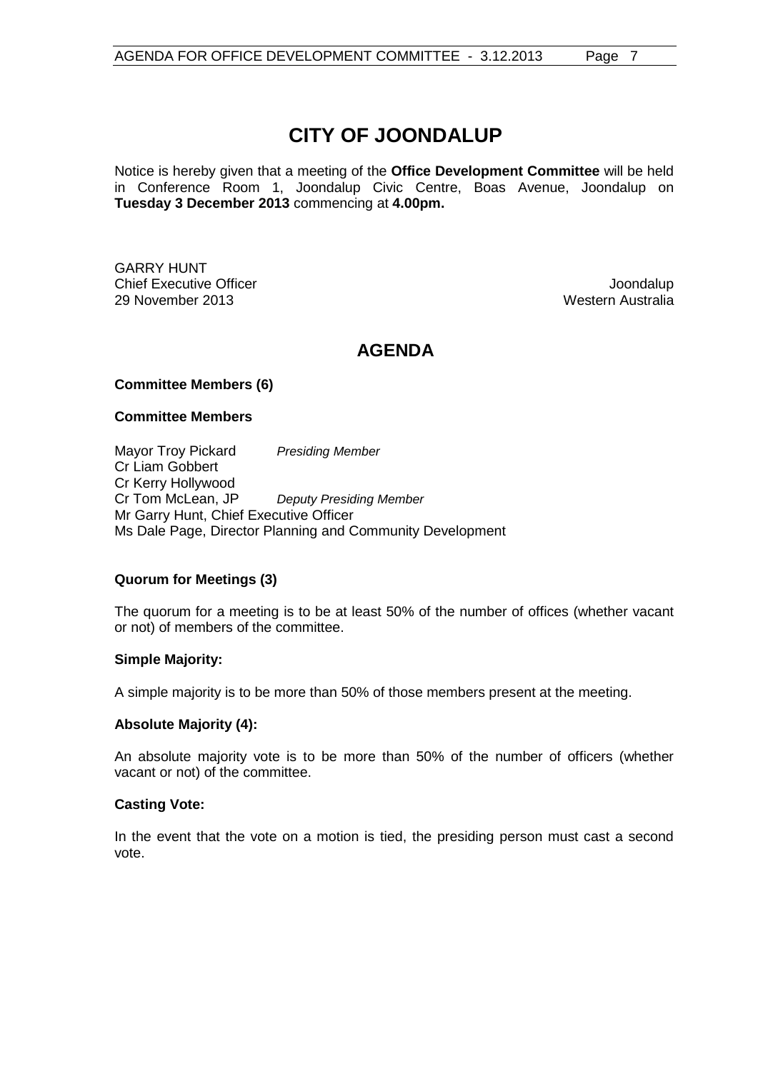# CITY OF JOONDALUP

Notice is hereby given that a meeting of the **Office Development Committee** will be held in Conference Room 1, Joondalup Civic Centre, Boas Avenue, Joondalup on **Tuesday 3 December 2013** commencing at **4.00pm.**

GARRY HUNT
Chief Executive Officer
29 November 2013

Joondalup
Western Australia

## AGENDA

**Committee Members (6)**

**Committee Members**

Mayor Troy Pickard *Presiding Member*
Cr Liam Gobbert
Cr Kerry Hollywood
Cr Tom McLean, JP *Deputy Presiding Member*
Mr Garry Hunt, Chief Executive Officer
Ms Dale Page, Director Planning and Community Development

**Quorum for Meetings (3)**

The quorum for a meeting is to be at least 50% of the number of offices (whether vacant or not) of members of the committee.

**Simple Majority:**

A simple majority is to be more than 50% of those members present at the meeting.

**Absolute Majority (4):**

An absolute majority vote is to be more than 50% of the number of officers (whether vacant or not) of the committee.

**Casting Vote:**

In the event that the vote on a motion is tied, the presiding person must cast a second vote.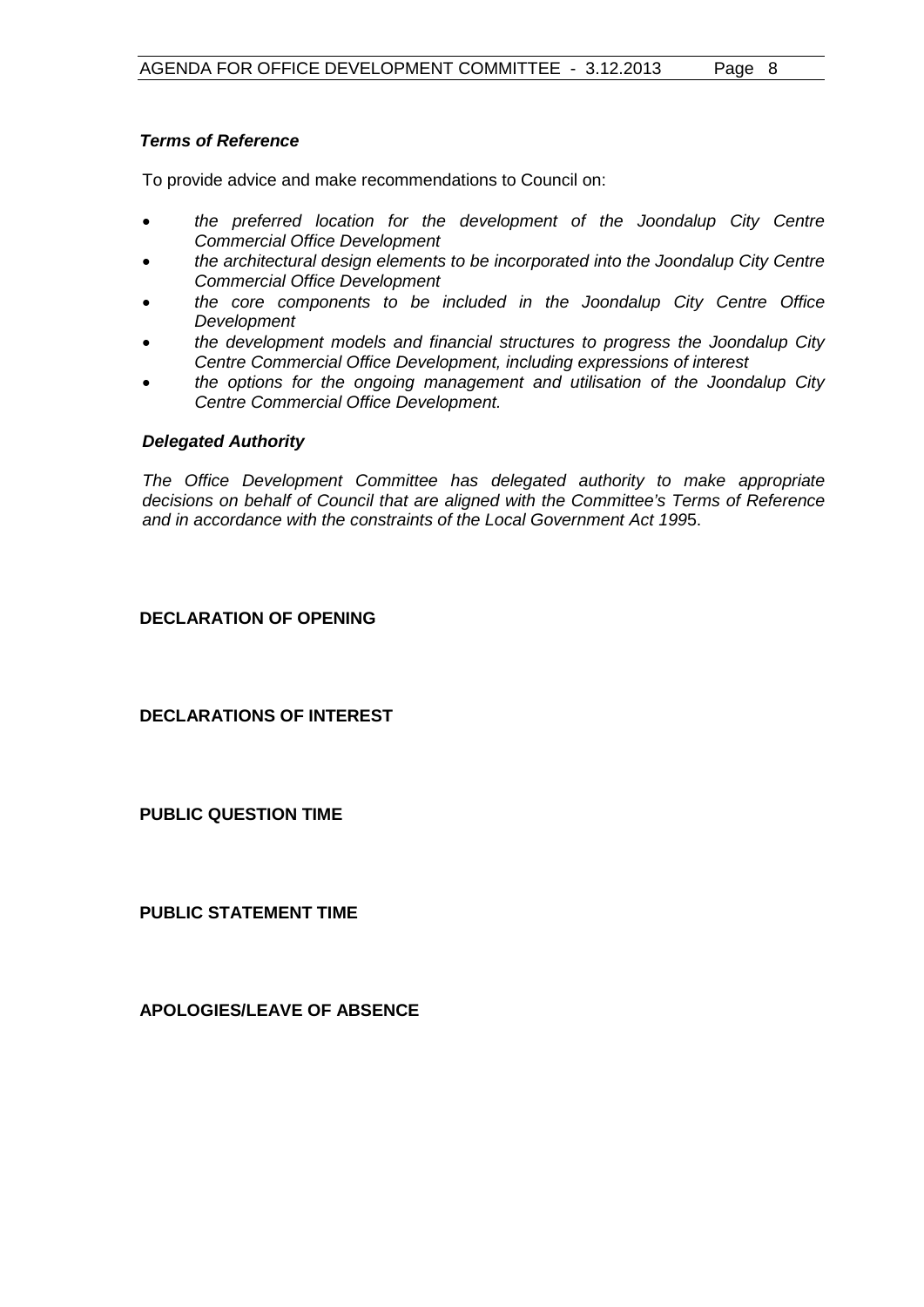***Terms of Reference***

To provide advice and make recommendations to Council on:

- *the preferred location for the development of the Joondalup City Centre Commercial Office Development*
- *the architectural design elements to be incorporated into the Joondalup City Centre Commercial Office Development*
- *the core components to be included in the Joondalup City Centre Office Development*
- *the development models and financial structures to progress the Joondalup City Centre Commercial Office Development, including expressions of interest*
- *the options for the ongoing management and utilisation of the Joondalup City Centre Commercial Office Development.*

***Delegated Authority***

*The Office Development Committee has delegated authority to make appropriate decisions on behalf of Council that are aligned with the Committee's Terms of Reference and in accordance with the constraints of the Local Government Act 199*5.

**DECLARATION OF OPENING**

**DECLARATIONS OF INTEREST**

**PUBLIC QUESTION TIME**

**PUBLIC STATEMENT TIME**

**APOLOGIES/LEAVE OF ABSENCE**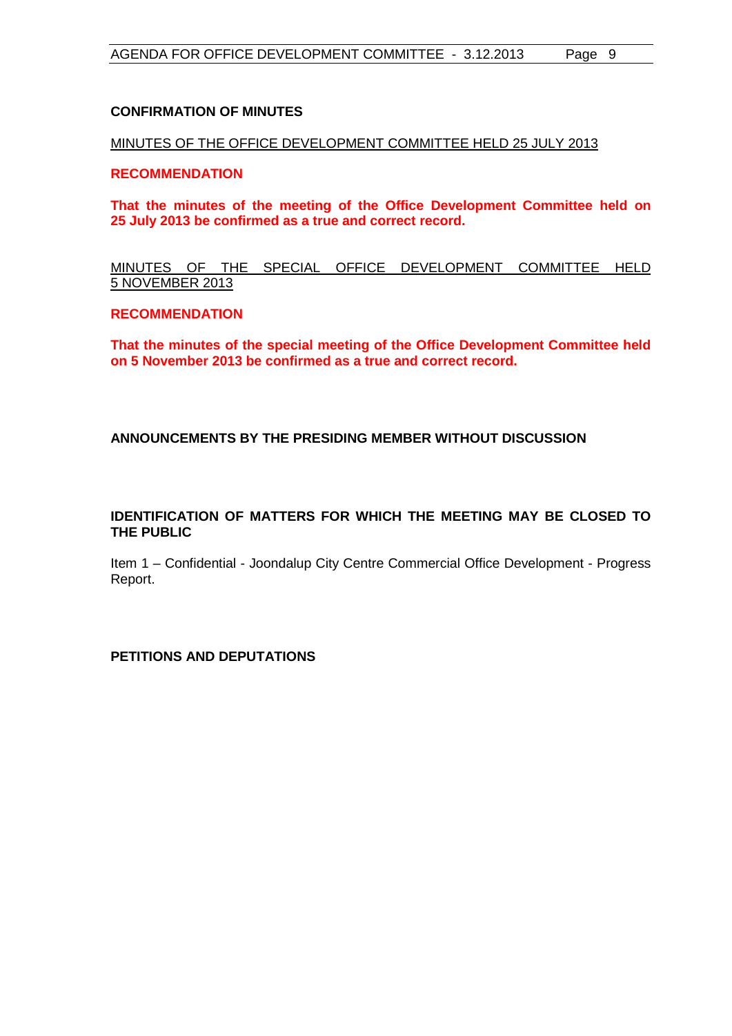**CONFIRMATION OF MINUTES**

MINUTES OF THE OFFICE DEVELOPMENT COMMITTEE HELD 25 JULY 2013

**RECOMMENDATION**

**That the minutes of the meeting of the Office Development Committee held on 25 July 2013 be confirmed as a true and correct record.**

MINUTES OF THE SPECIAL OFFICE DEVELOPMENT COMMITTEE HELD 5 NOVEMBER 2013

**RECOMMENDATION**

**That the minutes of the special meeting of the Office Development Committee held on 5 November 2013 be confirmed as a true and correct record.**

**ANNOUNCEMENTS BY THE PRESIDING MEMBER WITHOUT DISCUSSION**

**IDENTIFICATION OF MATTERS FOR WHICH THE MEETING MAY BE CLOSED TO THE PUBLIC**

Item 1 – Confidential - Joondalup City Centre Commercial Office Development - Progress Report.

**PETITIONS AND DEPUTATIONS**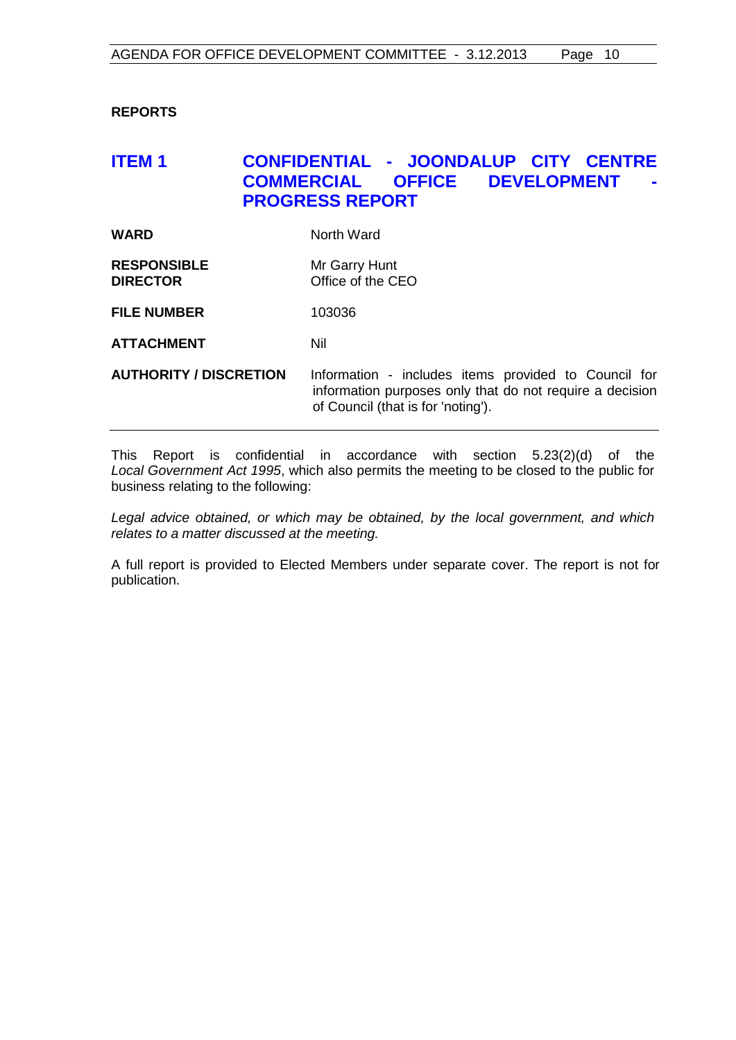**REPORTS**

## ITEM 1 CONFIDENTIAL - JOONDALUP CITY CENTRE COMMERCIAL OFFICE DEVELOPMENT - PROGRESS REPORT

| | |
|---|---|
| **WARD** | North Ward |
| **RESPONSIBLE DIRECTOR** | Mr Garry Hunt<br>Office of the CEO |
| **FILE NUMBER** | 103036 |
| **ATTACHMENT** | Nil |
| **AUTHORITY / DISCRETION** | Information - includes items provided to Council for information purposes only that do not require a decision of Council (that is for 'noting'). |

This Report is confidential in accordance with section 5.23(2)(d) of the *Local Government Act 1995*, which also permits the meeting to be closed to the public for business relating to the following:

*Legal advice obtained, or which may be obtained, by the local government, and which relates to a matter discussed at the meeting.*

A full report is provided to Elected Members under separate cover. The report is not for publication.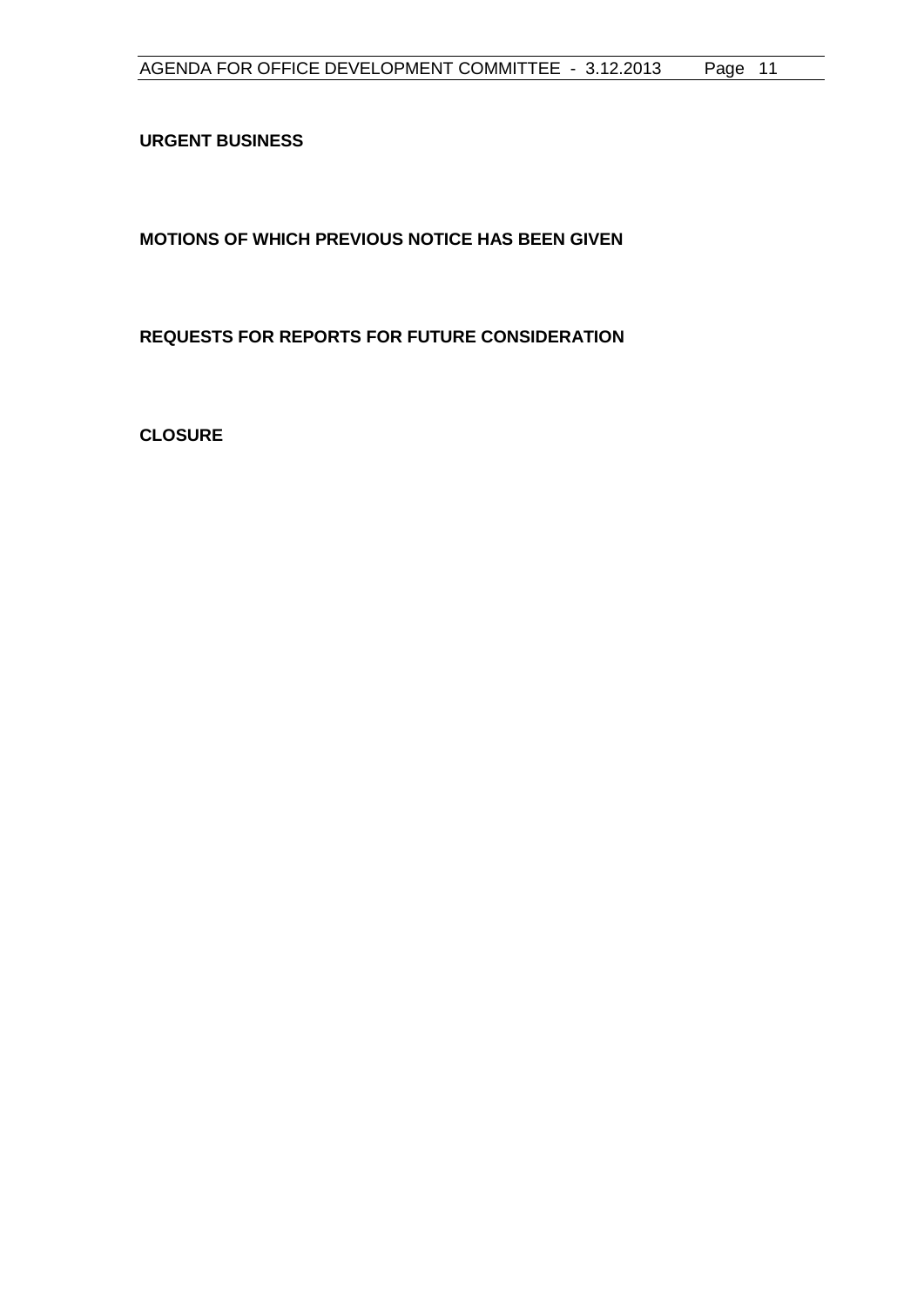**URGENT BUSINESS**

**MOTIONS OF WHICH PREVIOUS NOTICE HAS BEEN GIVEN**

**REQUESTS FOR REPORTS FOR FUTURE CONSIDERATION**

**CLOSURE**